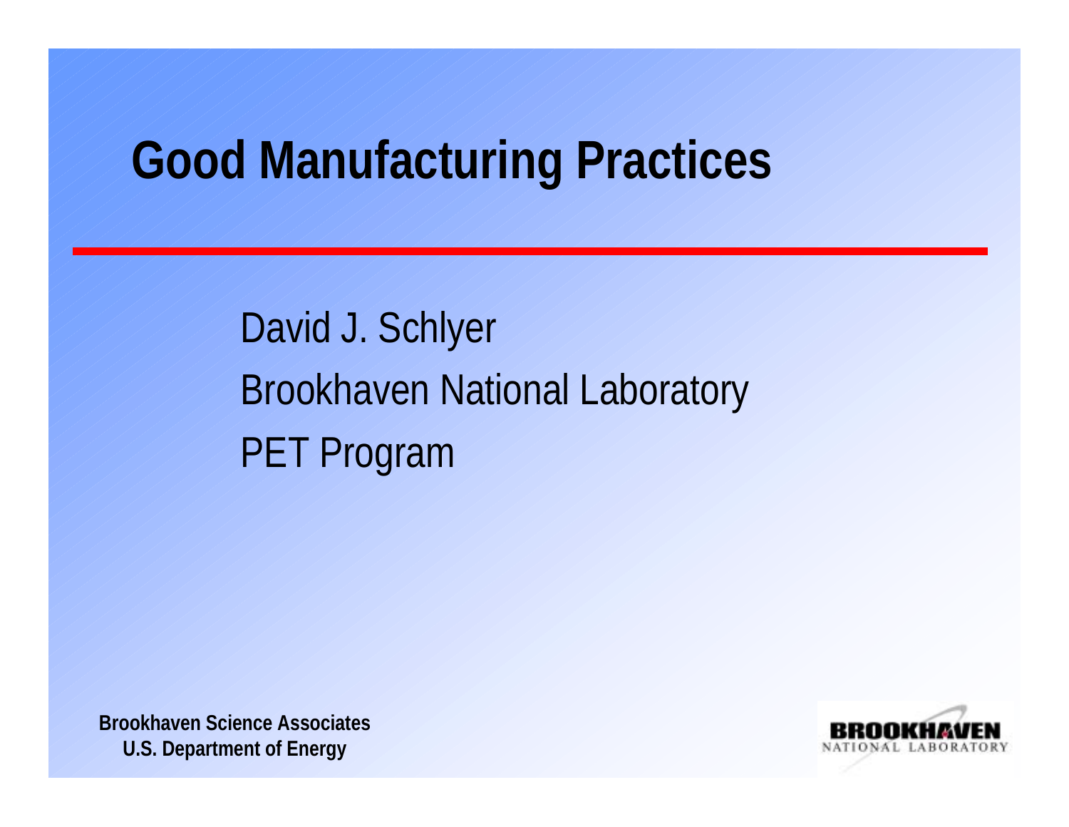# Good Manufacturing Practices

David J. Schlyer

Brookhaven National Laboratory

PET Program

**Brookhaven Science Associates**
**U.S. Department of Energy**

BROOKHAVEN NATIONAL LABORATORY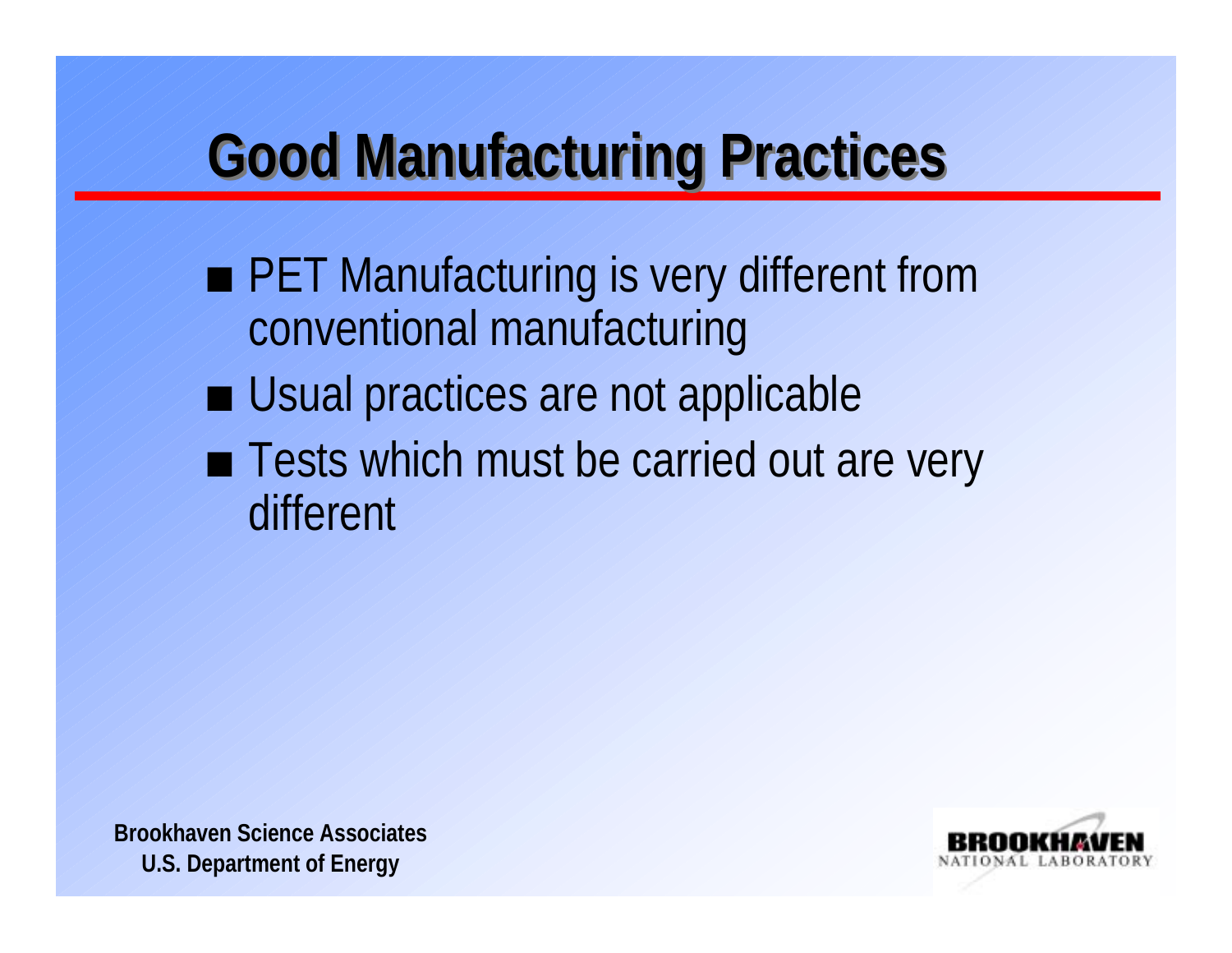# Good Manufacturing Practices

- PET Manufacturing is very different from conventional manufacturing
- Usual practices are not applicable
- Tests which must be carried out are very different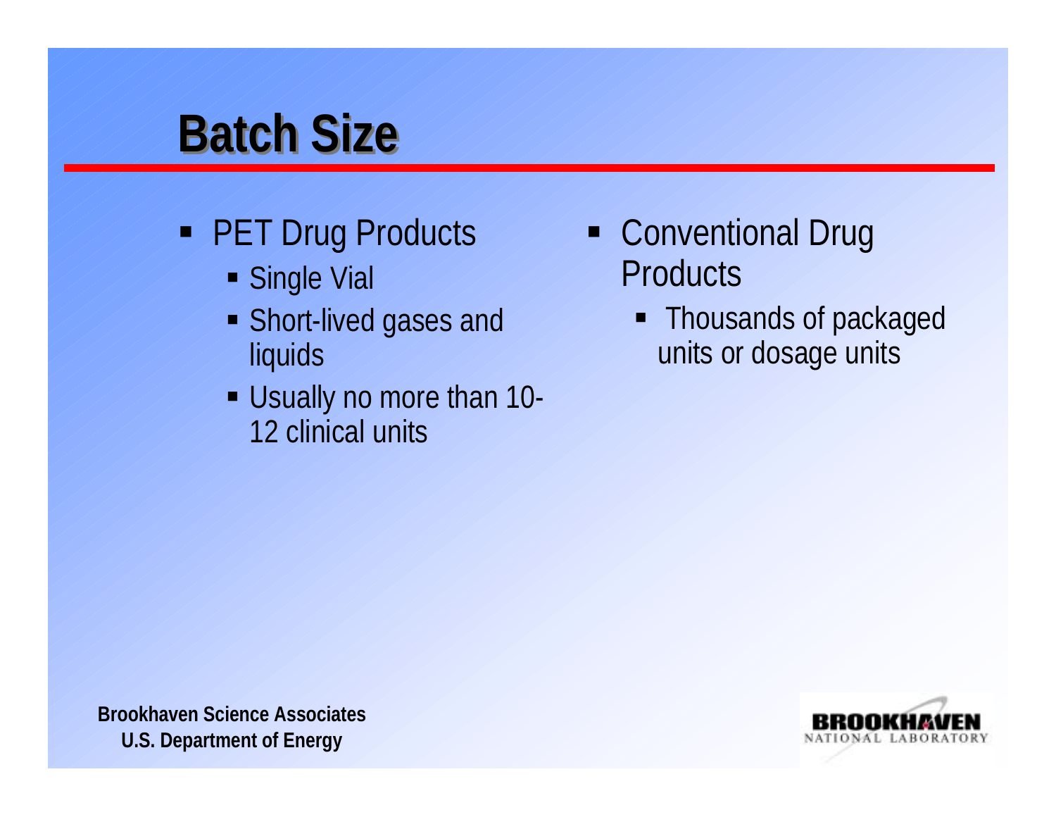# Batch Size

- PET Drug Products
  - Single Vial
  - Short-lived gases and liquids
  - Usually no more than 10-12 clinical units
- Conventional Drug Products
  - Thousands of packaged units or dosage units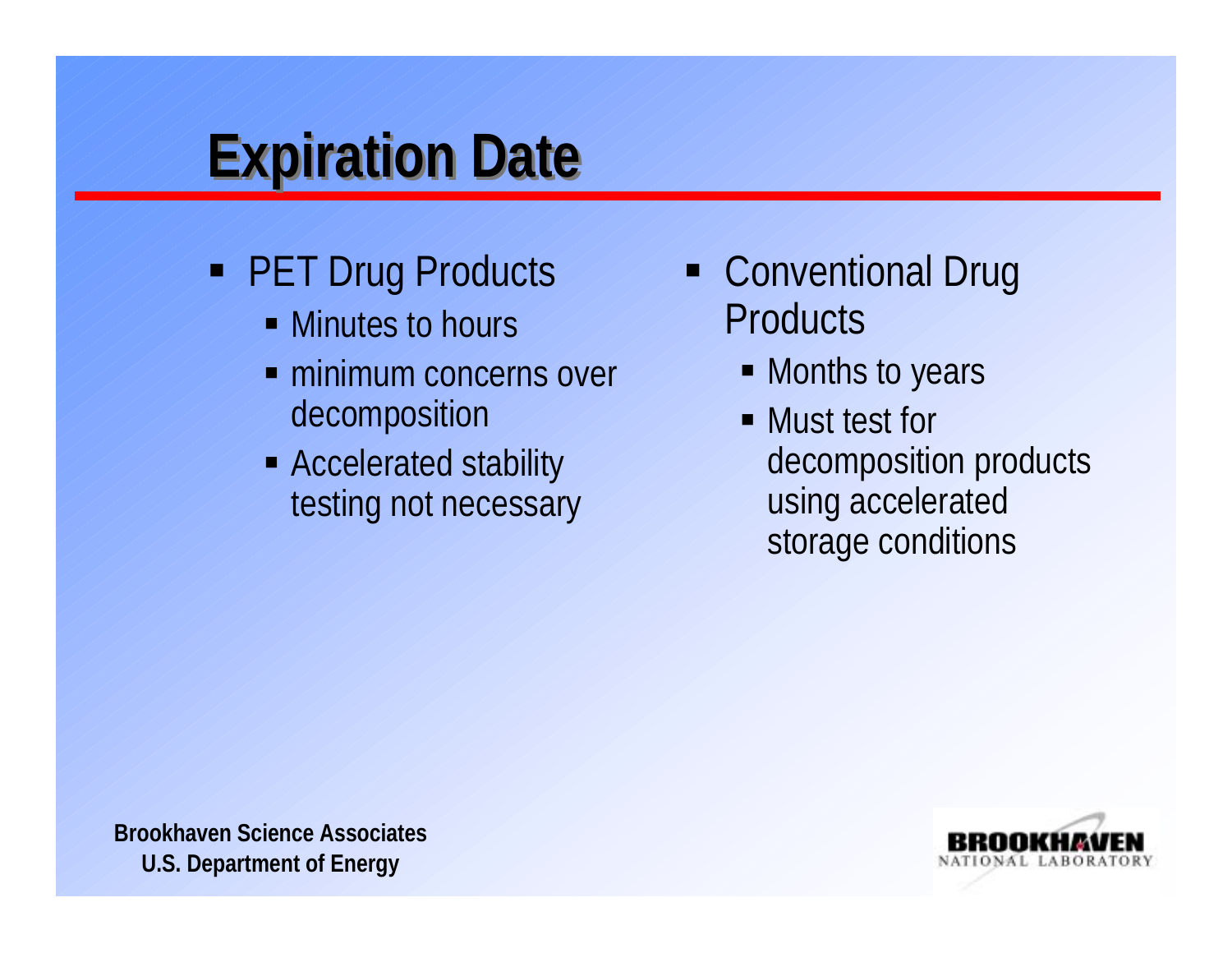# Expiration Date

- PET Drug Products
  - Minutes to hours
  - minimum concerns over decomposition
  - Accelerated stability testing not necessary
- Conventional Drug Products
  - Months to years
  - Must test for decomposition products using accelerated storage conditions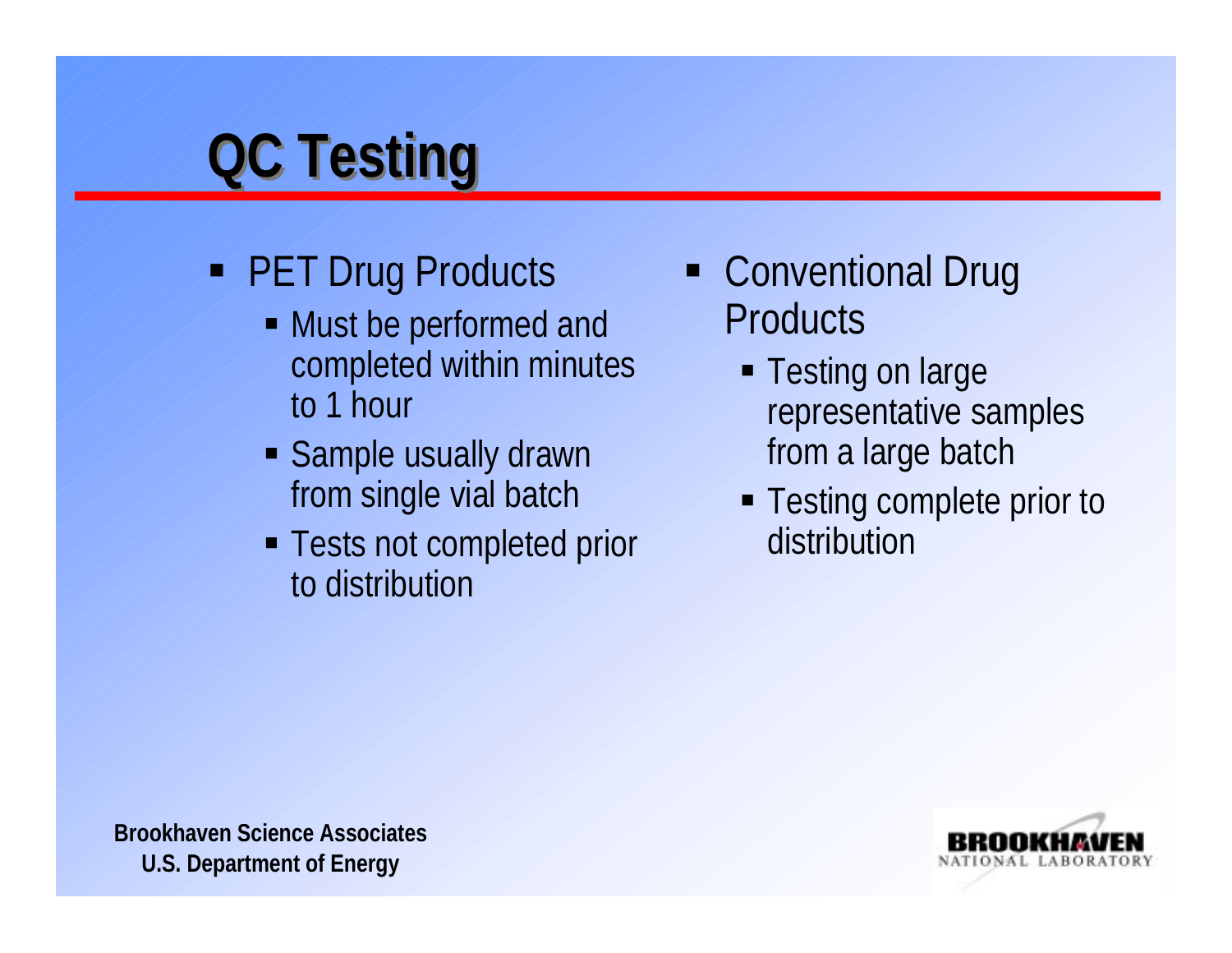# QC Testing

- PET Drug Products
  - Must be performed and completed within minutes to 1 hour
  - Sample usually drawn from single vial batch
  - Tests not completed prior to distribution
- Conventional Drug Products
  - Testing on large representative samples from a large batch
  - Testing complete prior to distribution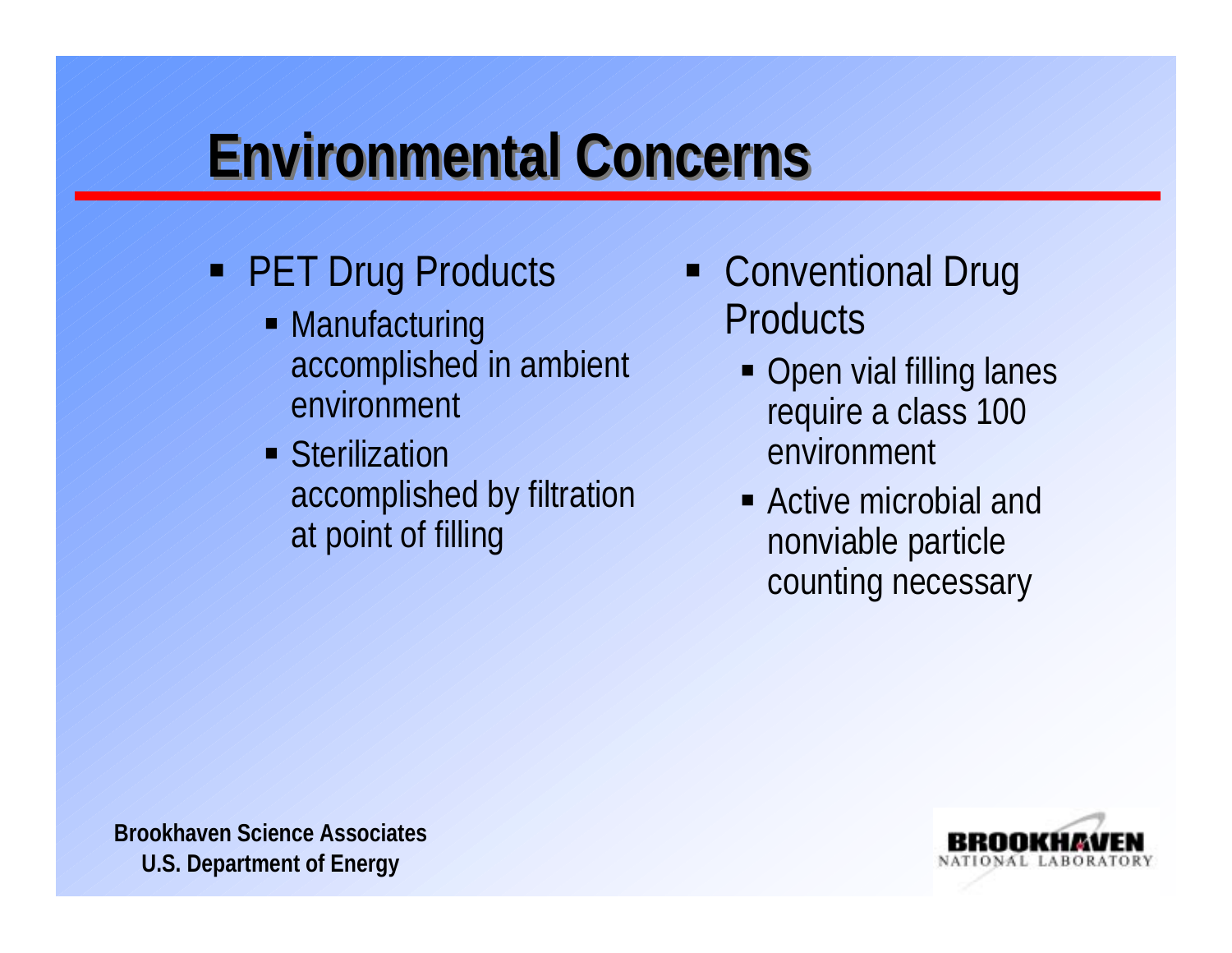# Environmental Concerns

- PET Drug Products
  - Manufacturing accomplished in ambient environment
  - Sterilization accomplished by filtration at point of filling
- Conventional Drug Products
  - Open vial filling lanes require a class 100 environment
  - Active microbial and nonviable particle counting necessary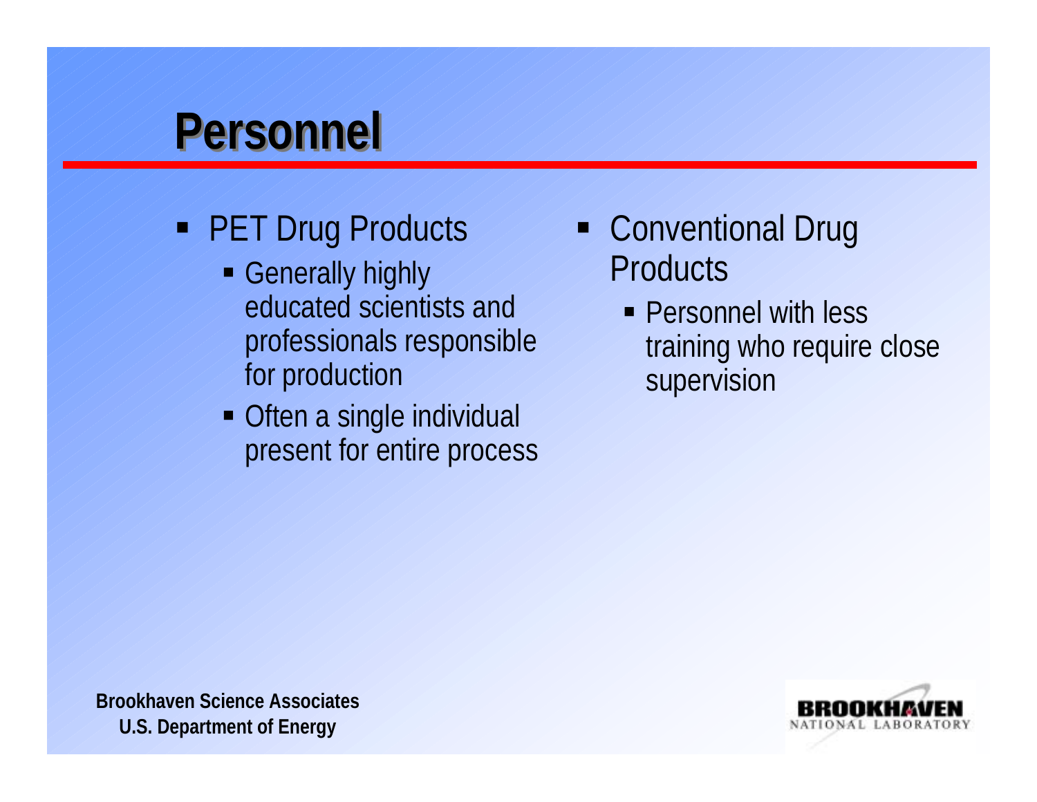# Personnel

- PET Drug Products
  - Generally highly educated scientists and professionals responsible for production
  - Often a single individual present for entire process
- Conventional Drug Products
  - Personnel with less training who require close supervision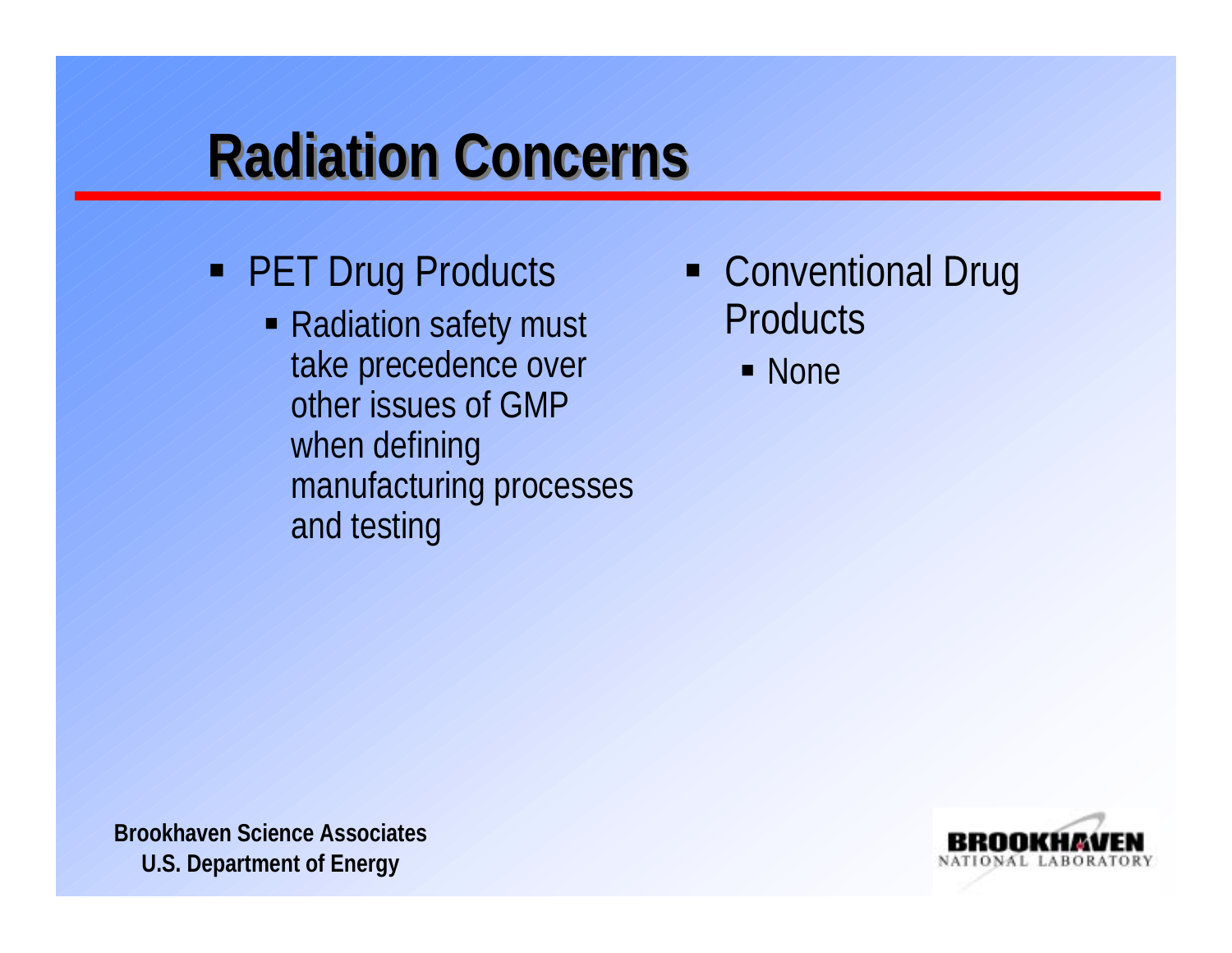# Radiation Concerns

- PET Drug Products
  - Radiation safety must take precedence over other issues of GMP when defining manufacturing processes and testing

- Conventional Drug Products
  - None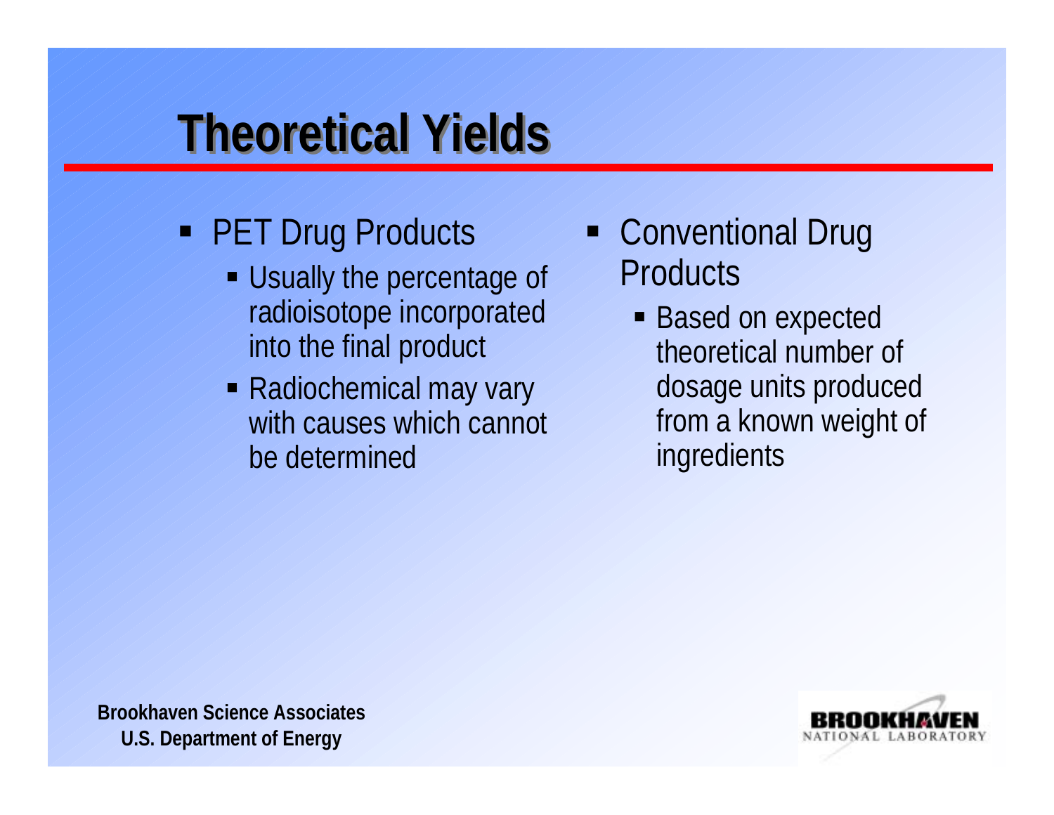# Theoretical Yields

- PET Drug Products
  - Usually the percentage of radioisotope incorporated into the final product
  - Radiochemical may vary with causes which cannot be determined
- Conventional Drug Products
  - Based on expected theoretical number of dosage units produced from a known weight of ingredients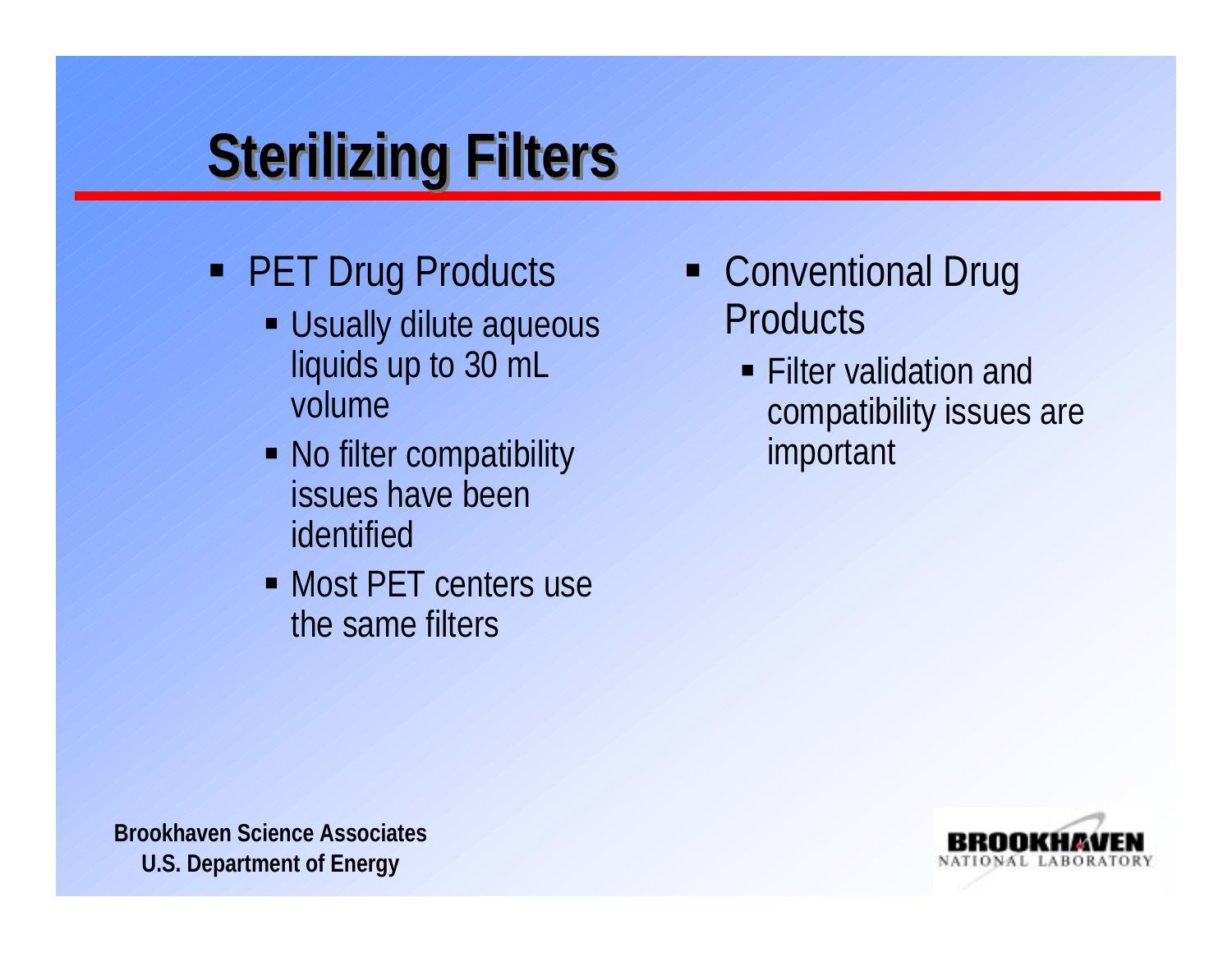# Sterilizing Filters

- PET Drug Products
  - Usually dilute aqueous liquids up to 30 mL volume
  - No filter compatibility issues have been identified
  - Most PET centers use the same filters
- Conventional Drug Products
  - Filter validation and compatibility issues are important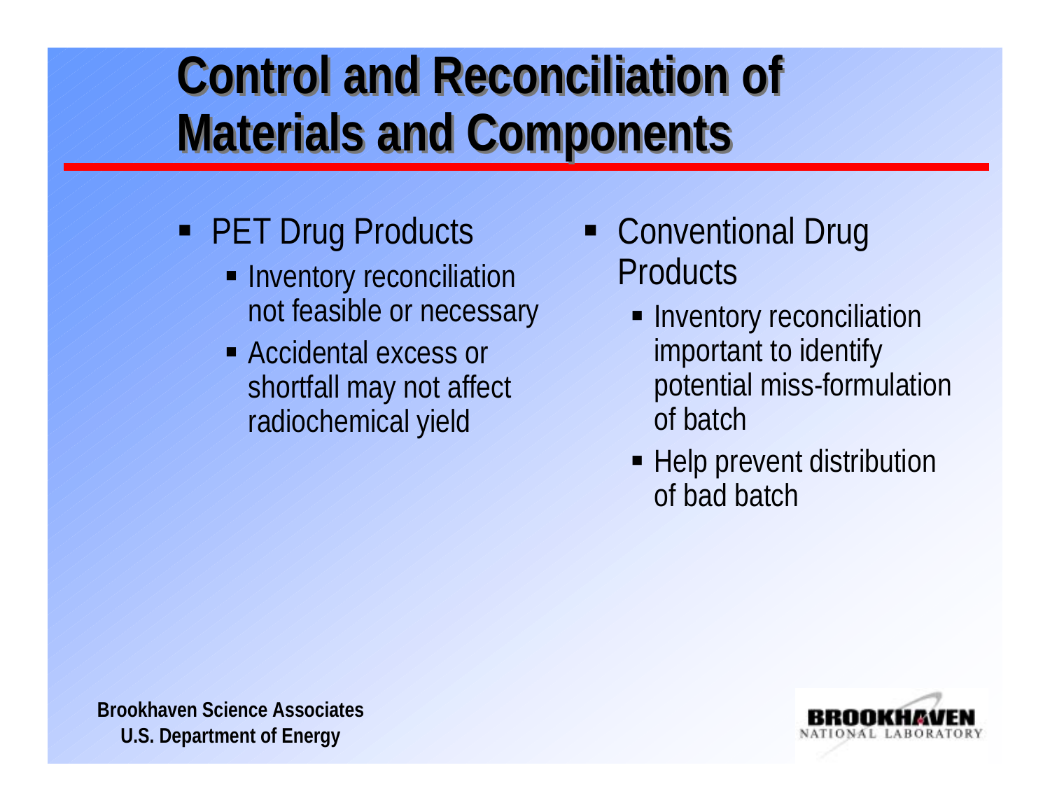# Control and Reconciliation of Materials and Components

- PET Drug Products
  - Inventory reconciliation not feasible or necessary
  - Accidental excess or shortfall may not affect radiochemical yield
- Conventional Drug Products
  - Inventory reconciliation important to identify potential miss-formulation of batch
  - Help prevent distribution of bad batch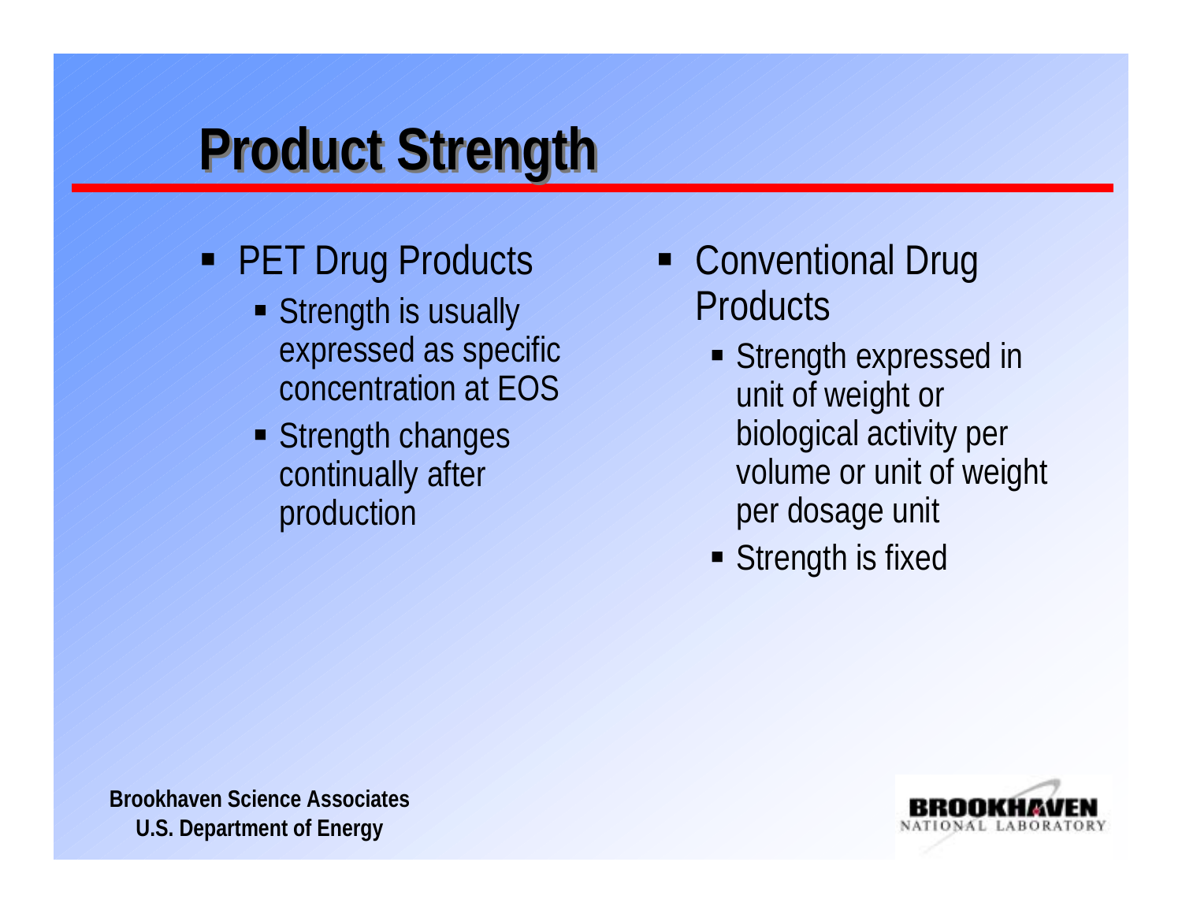# Product Strength

- PET Drug Products
  - Strength is usually expressed as specific concentration at EOS
  - Strength changes continually after production
- Conventional Drug Products
  - Strength expressed in unit of weight or biological activity per volume or unit of weight per dosage unit
  - Strength is fixed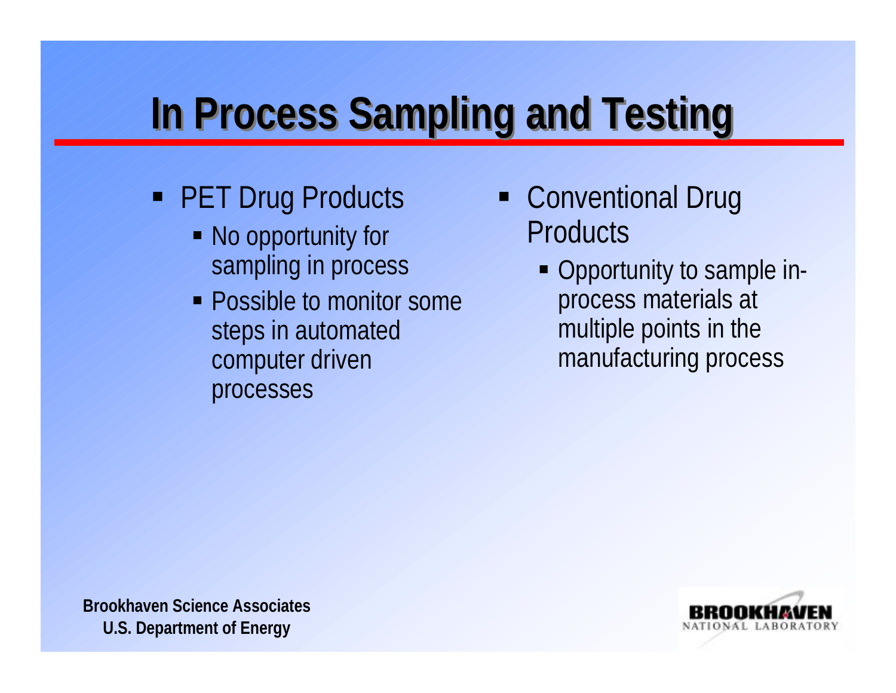# In Process Sampling and Testing

- PET Drug Products
  - No opportunity for sampling in process
  - Possible to monitor some steps in automated computer driven processes

- Conventional Drug Products
  - Opportunity to sample in-process materials at multiple points in the manufacturing process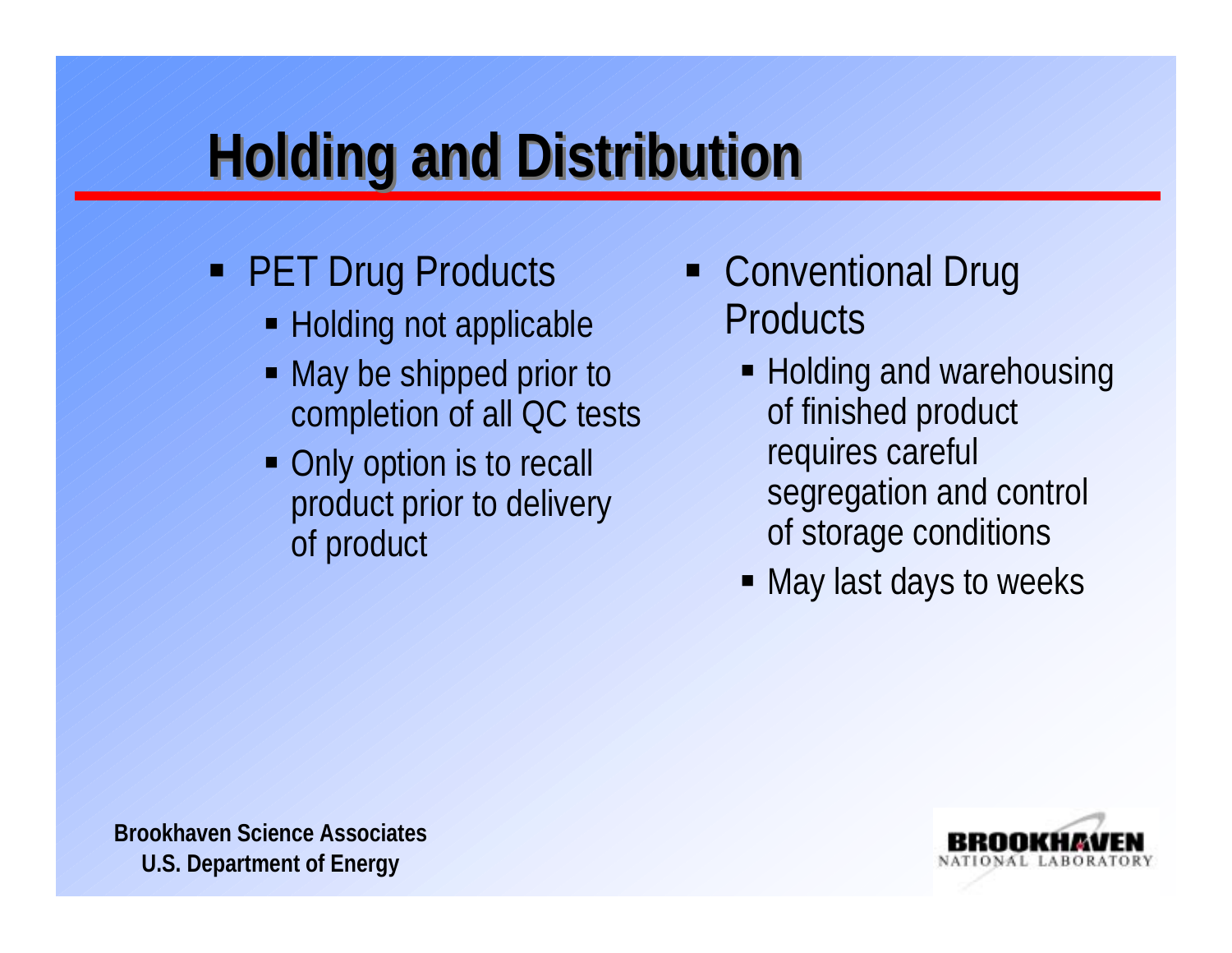# Holding and Distribution

- PET Drug Products
  - Holding not applicable
  - May be shipped prior to completion of all QC tests
  - Only option is to recall product prior to delivery of product
- Conventional Drug Products
  - Holding and warehousing of finished product requires careful segregation and control of storage conditions
  - May last days to weeks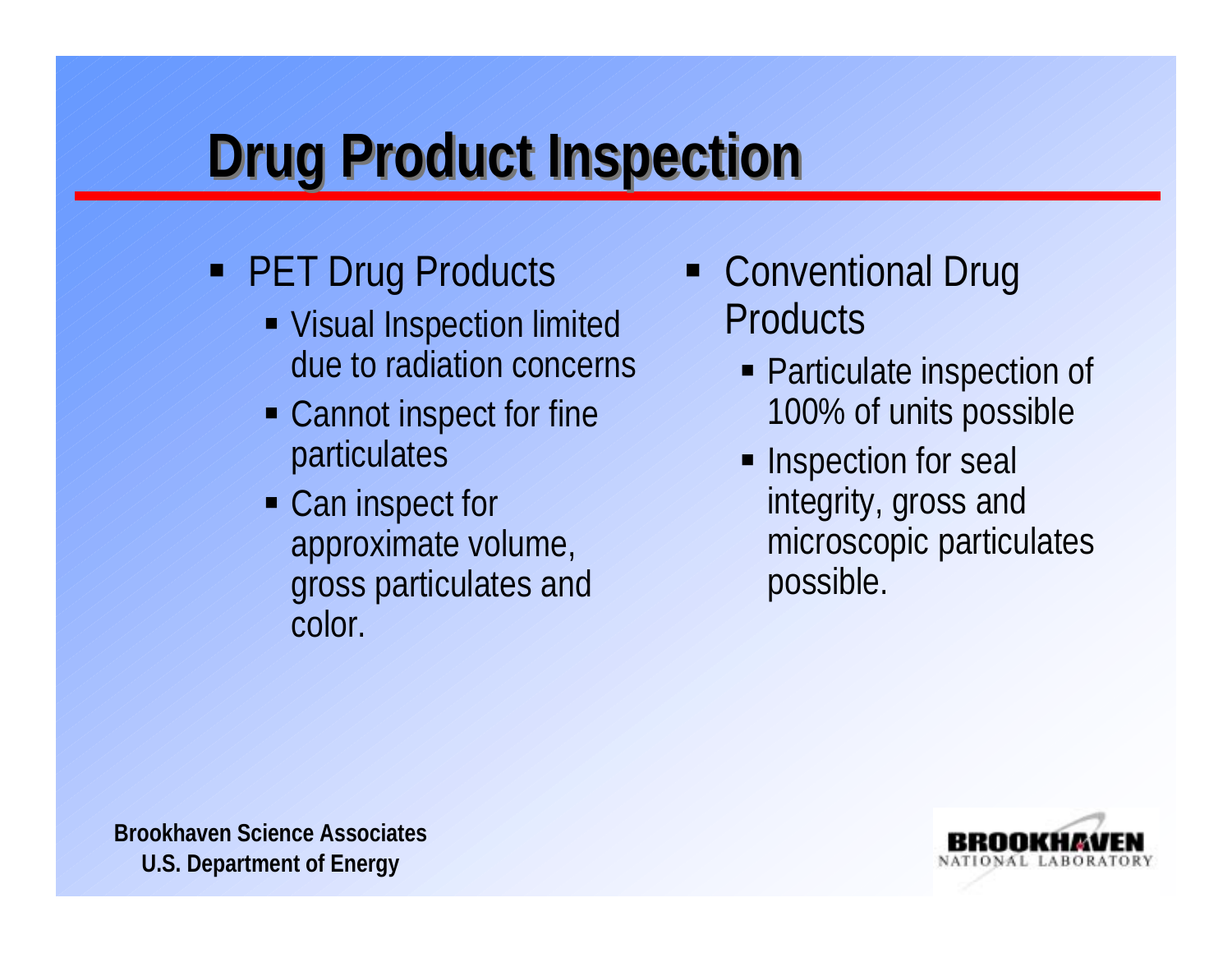# Drug Product Inspection

- PET Drug Products
  - Visual Inspection limited due to radiation concerns
  - Cannot inspect for fine particulates
  - Can inspect for approximate volume, gross particulates and color.
- Conventional Drug Products
  - Particulate inspection of 100% of units possible
  - Inspection for seal integrity, gross and microscopic particulates possible.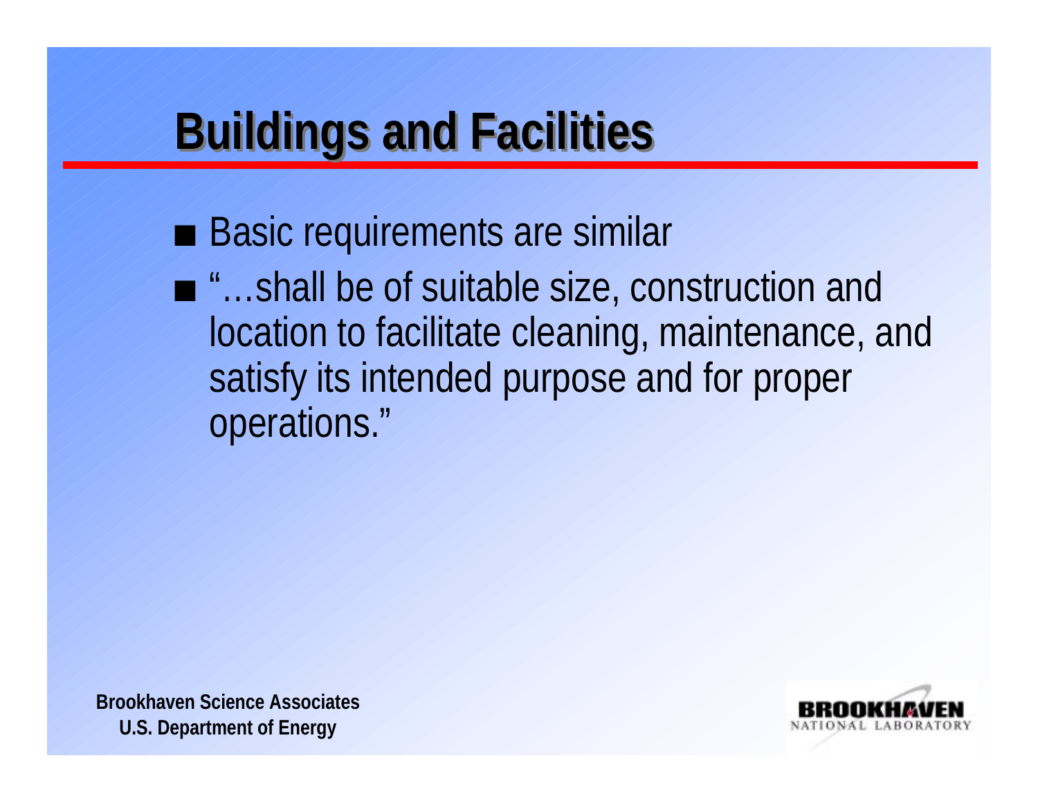# Buildings and Facilities

- Basic requirements are similar
- "…shall be of suitable size, construction and location to facilitate cleaning, maintenance, and satisfy its intended purpose and for proper operations."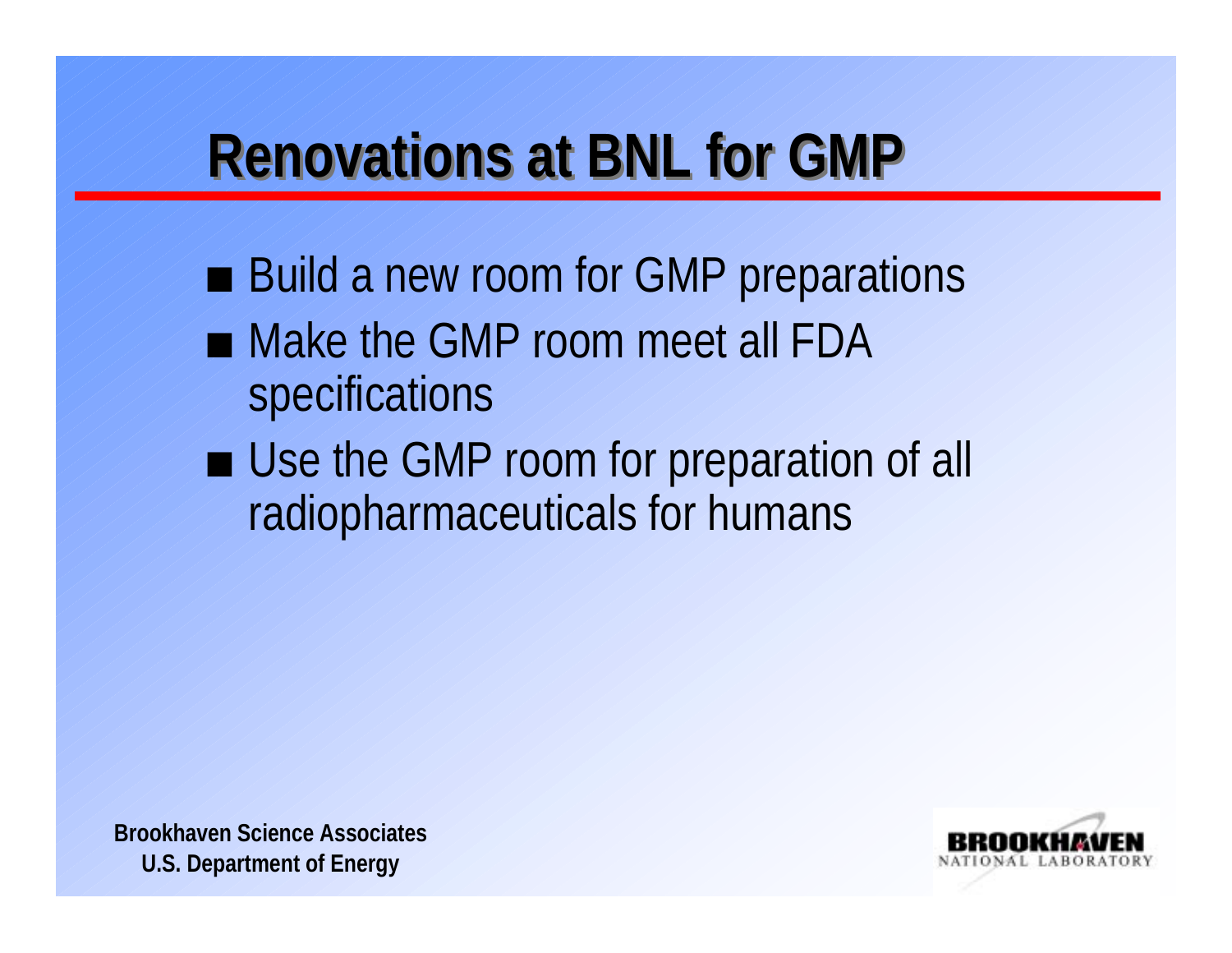# Renovations at BNL for GMP

- Build a new room for GMP preparations
- Make the GMP room meet all FDA specifications
- Use the GMP room for preparation of all radiopharmaceuticals for humans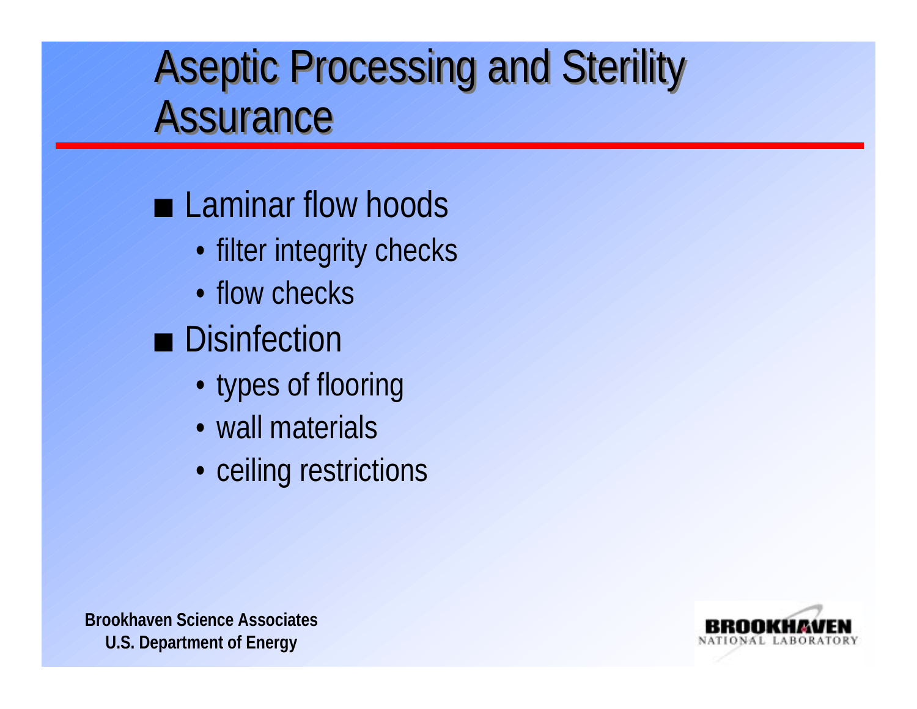# Aseptic Processing and Sterility Assurance

- Laminar flow hoods
  - filter integrity checks
  - flow checks
- Disinfection
  - types of flooring
  - wall materials
  - ceiling restrictions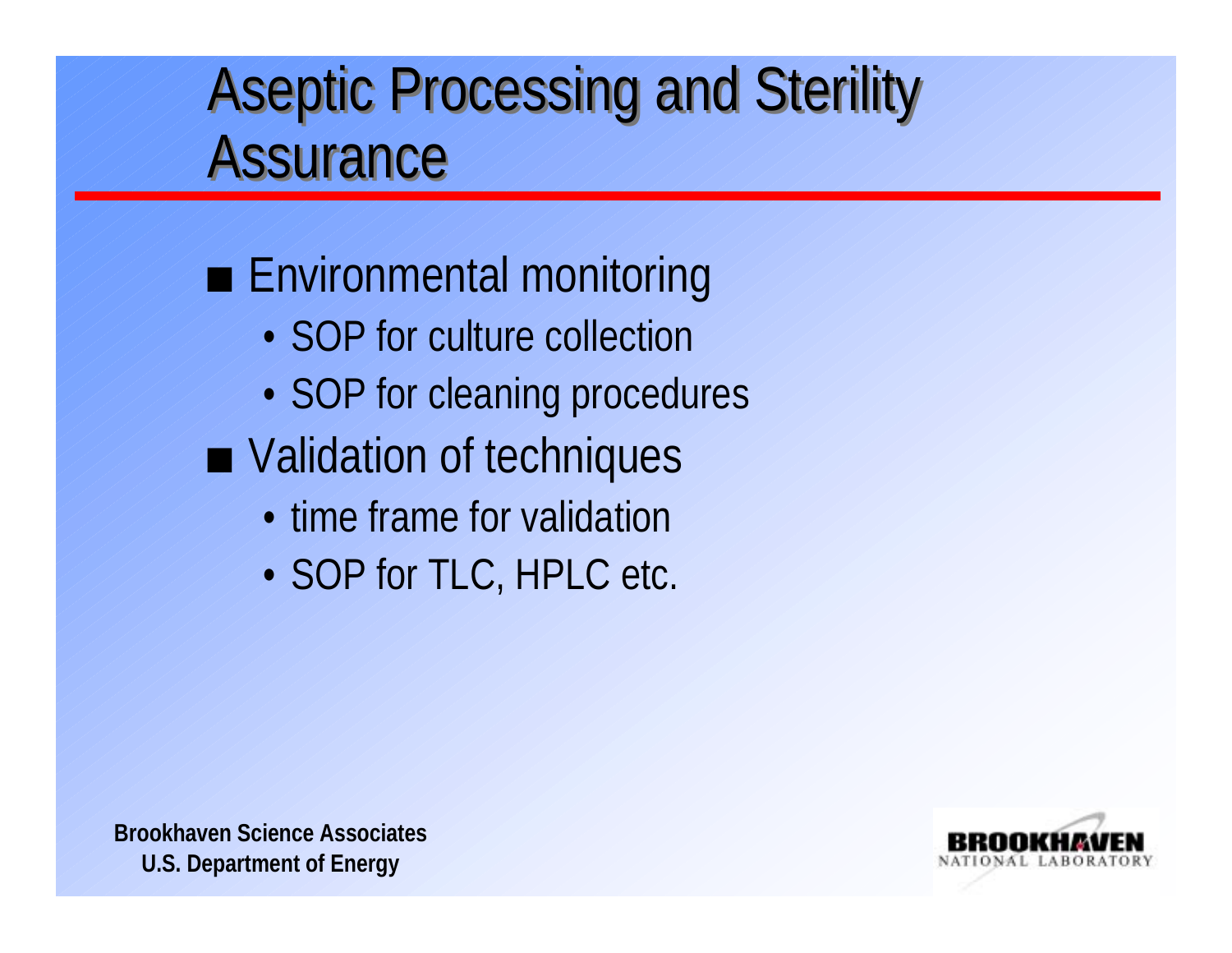# Aseptic Processing and Sterility Assurance

- Environmental monitoring
  - SOP for culture collection
  - SOP for cleaning procedures
- Validation of techniques
  - time frame for validation
  - SOP for TLC, HPLC etc.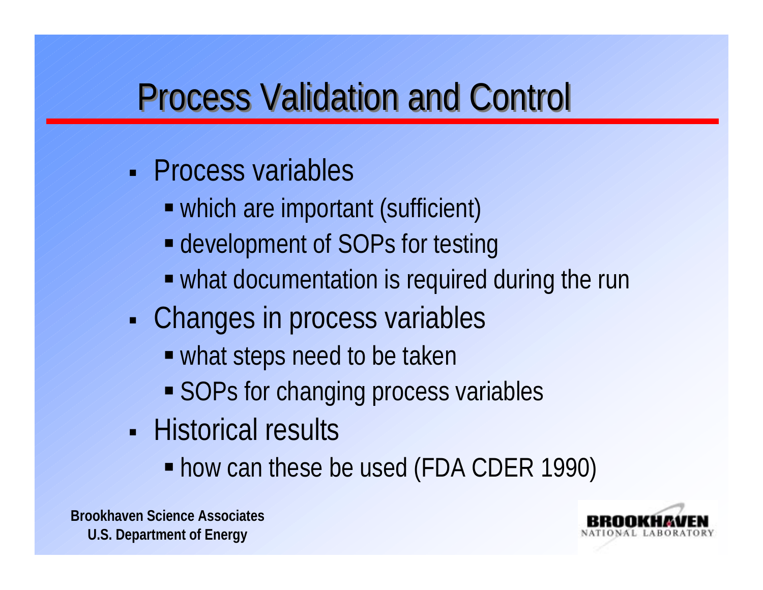# Process Validation and Control

- Process variables
  - which are important (sufficient)
  - development of SOPs for testing
  - what documentation is required during the run
- Changes in process variables
  - what steps need to be taken
  - SOPs for changing process variables
- Historical results
  - how can these be used (FDA CDER 1990)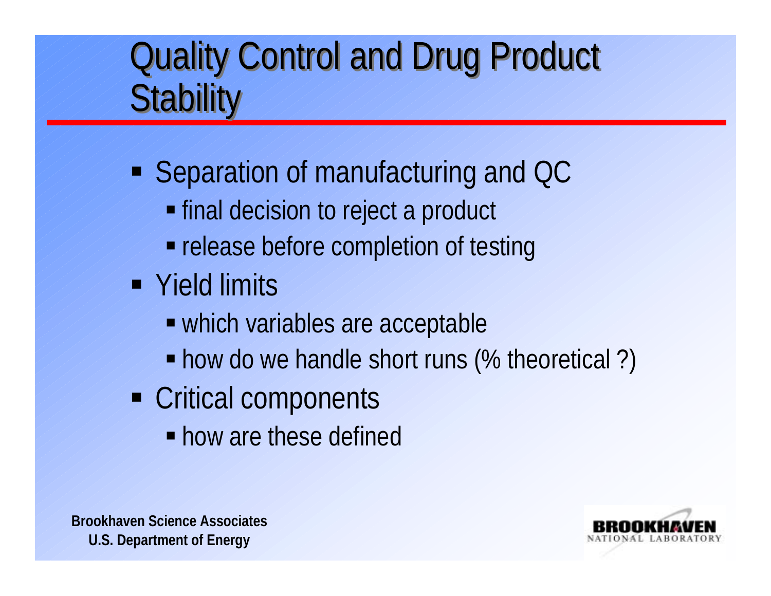# Quality Control and Drug Product Stability

- Separation of manufacturing and QC
  - final decision to reject a product
  - release before completion of testing
- Yield limits
  - which variables are acceptable
  - how do we handle short runs (% theoretical ?)
- Critical components
  - how are these defined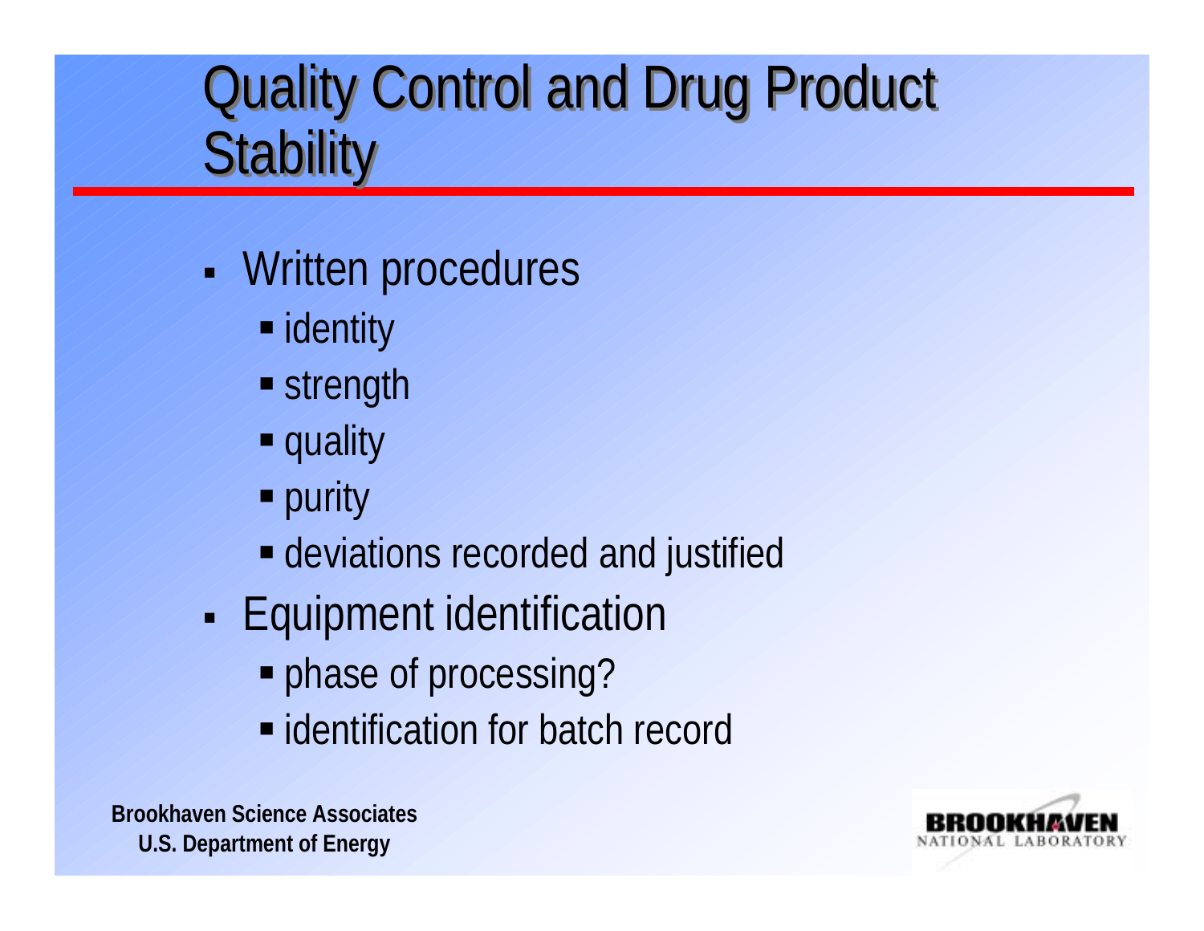# Quality Control and Drug Product Stability

- Written procedures
  - identity
  - strength
  - quality
  - purity
  - deviations recorded and justified
- Equipment identification
  - phase of processing?
  - identification for batch record

**Brookhaven Science Associates**
**U.S. Department of Energy**

BROOKHAVEN NATIONAL LABORATORY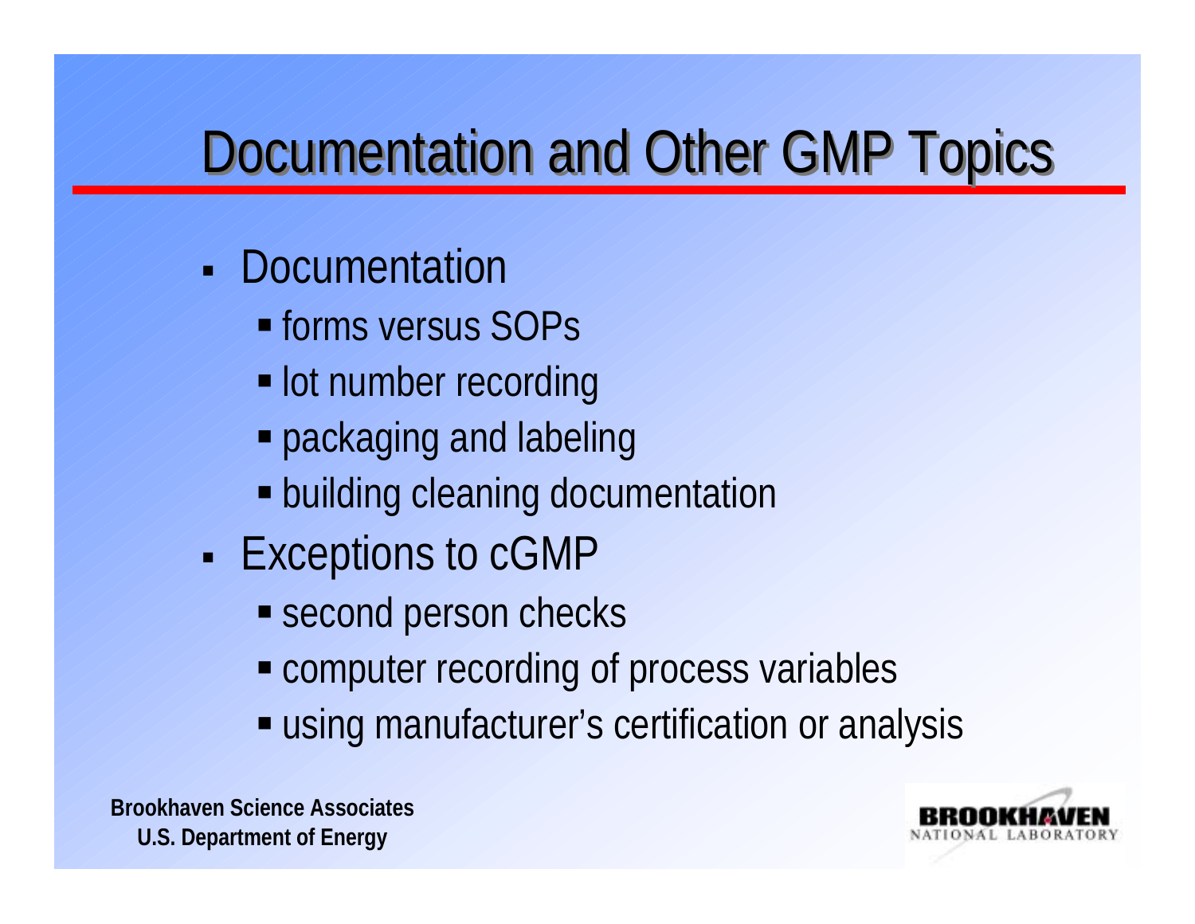# Documentation and Other GMP Topics

- Documentation
  - forms versus SOPs
  - lot number recording
  - packaging and labeling
  - building cleaning documentation
- Exceptions to cGMP
  - second person checks
  - computer recording of process variables
  - using manufacturer's certification or analysis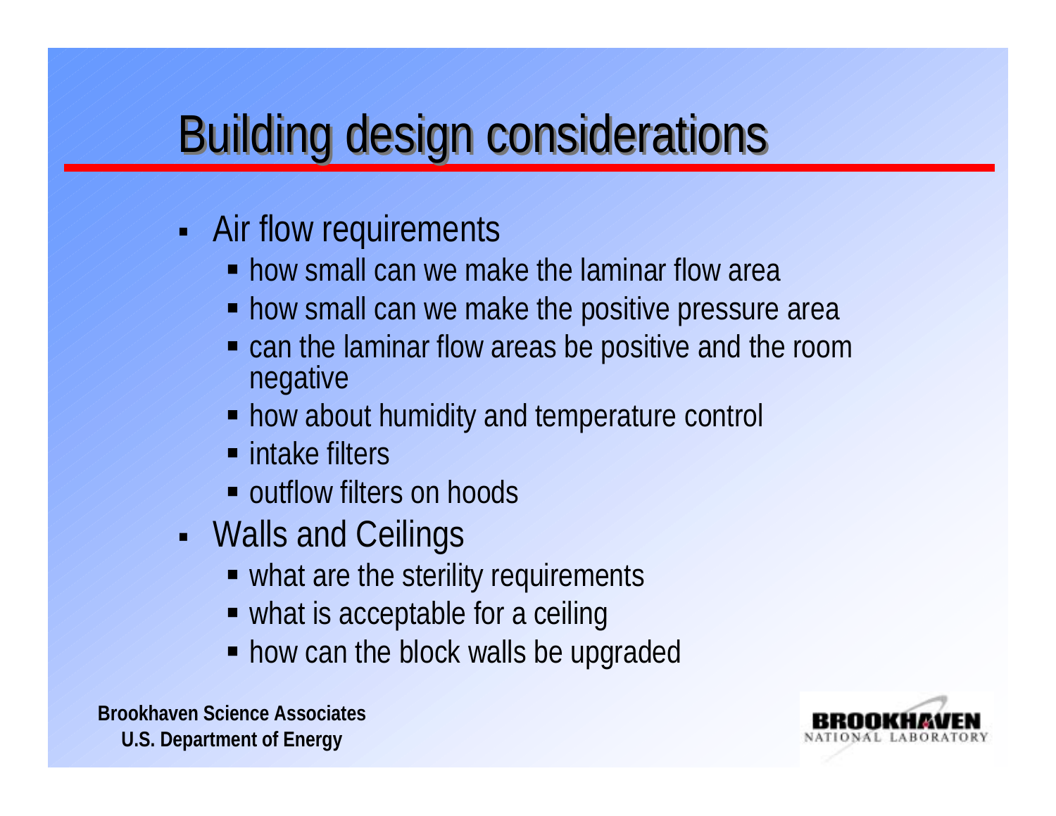# Building design considerations

- Air flow requirements
  - how small can we make the laminar flow area
  - how small can we make the positive pressure area
  - can the laminar flow areas be positive and the room negative
  - how about humidity and temperature control
  - intake filters
  - outflow filters on hoods
- Walls and Ceilings
  - what are the sterility requirements
  - what is acceptable for a ceiling
  - how can the block walls be upgraded

**Brookhaven Science Associates**
**U.S. Department of Energy**

BROOKHAVEN NATIONAL LABORATORY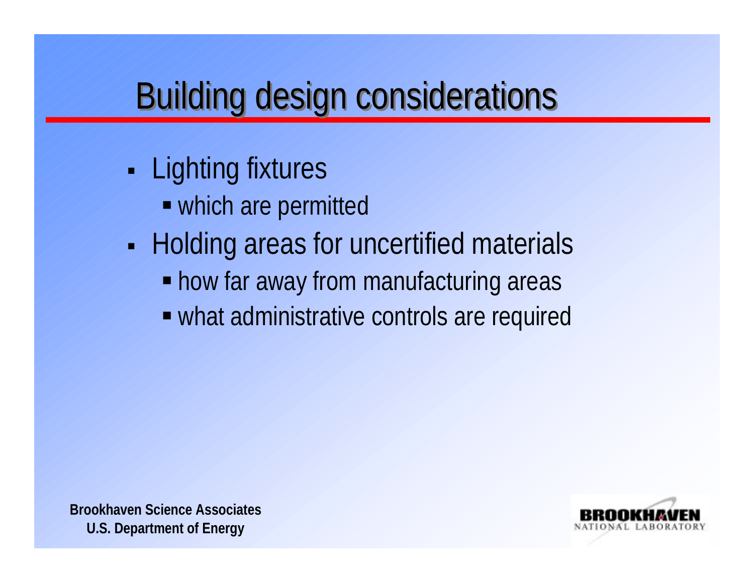# Building design considerations

- Lighting fixtures
  - which are permitted
- Holding areas for uncertified materials
  - how far away from manufacturing areas
  - what administrative controls are required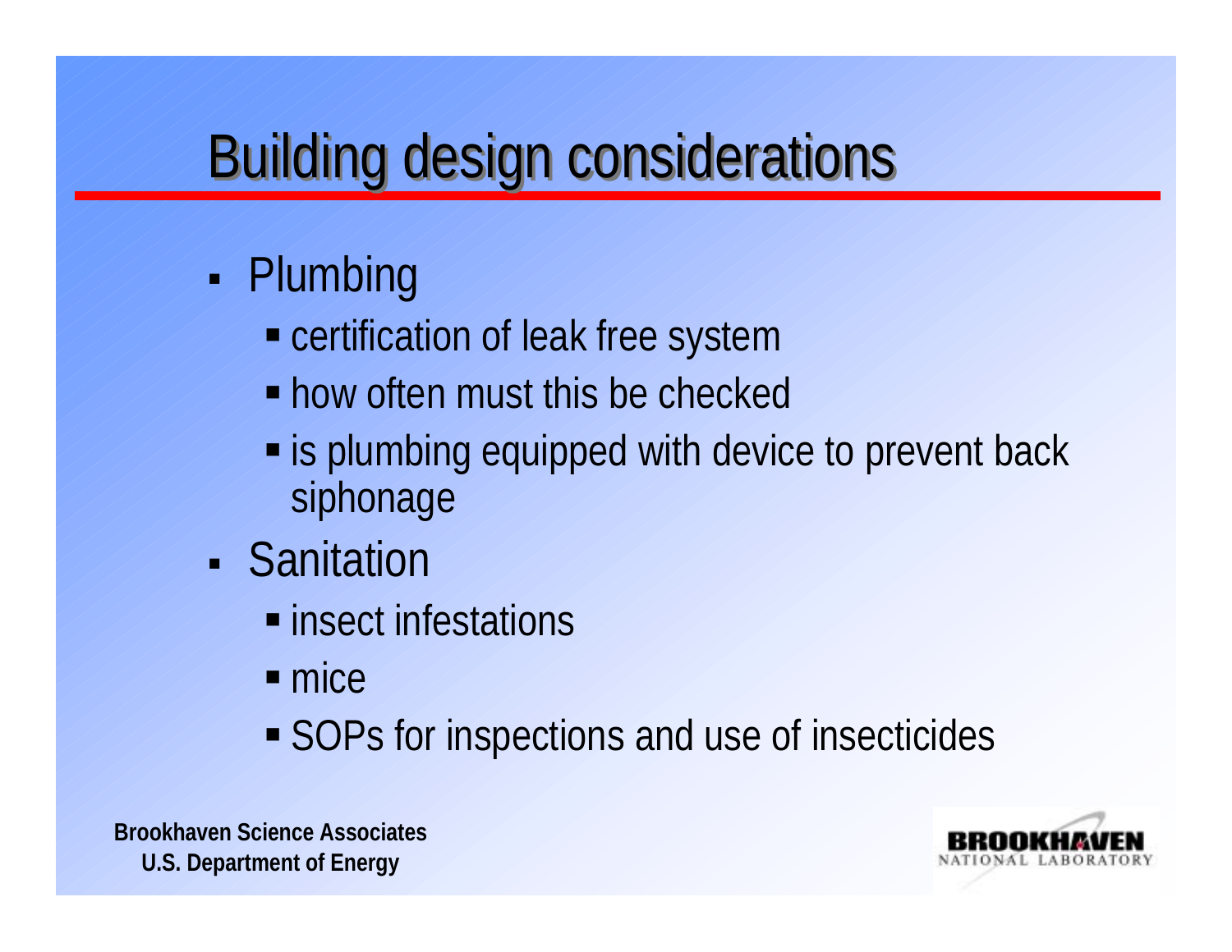# Building design considerations

- Plumbing
  - certification of leak free system
  - how often must this be checked
  - is plumbing equipped with device to prevent back siphonage
- Sanitation
  - insect infestations
  - mice
  - SOPs for inspections and use of insecticides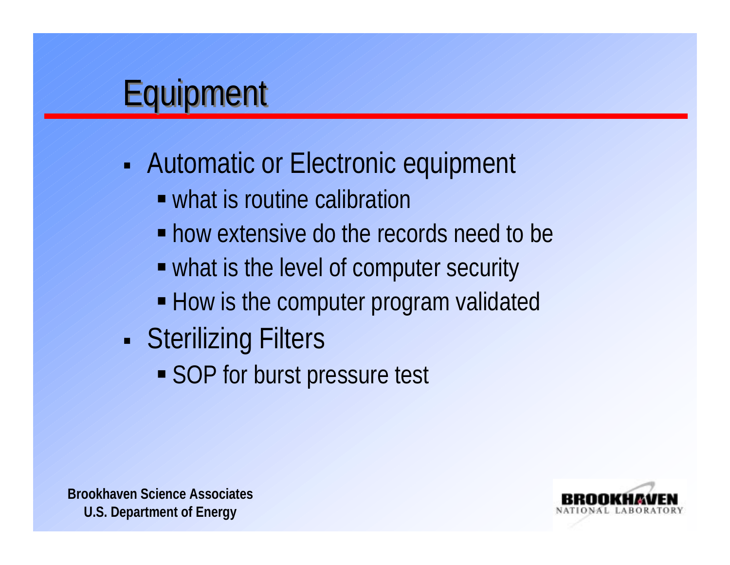# Equipment

- Automatic or Electronic equipment
  - what is routine calibration
  - how extensive do the records need to be
  - what is the level of computer security
  - How is the computer program validated
- Sterilizing Filters
  - SOP for burst pressure test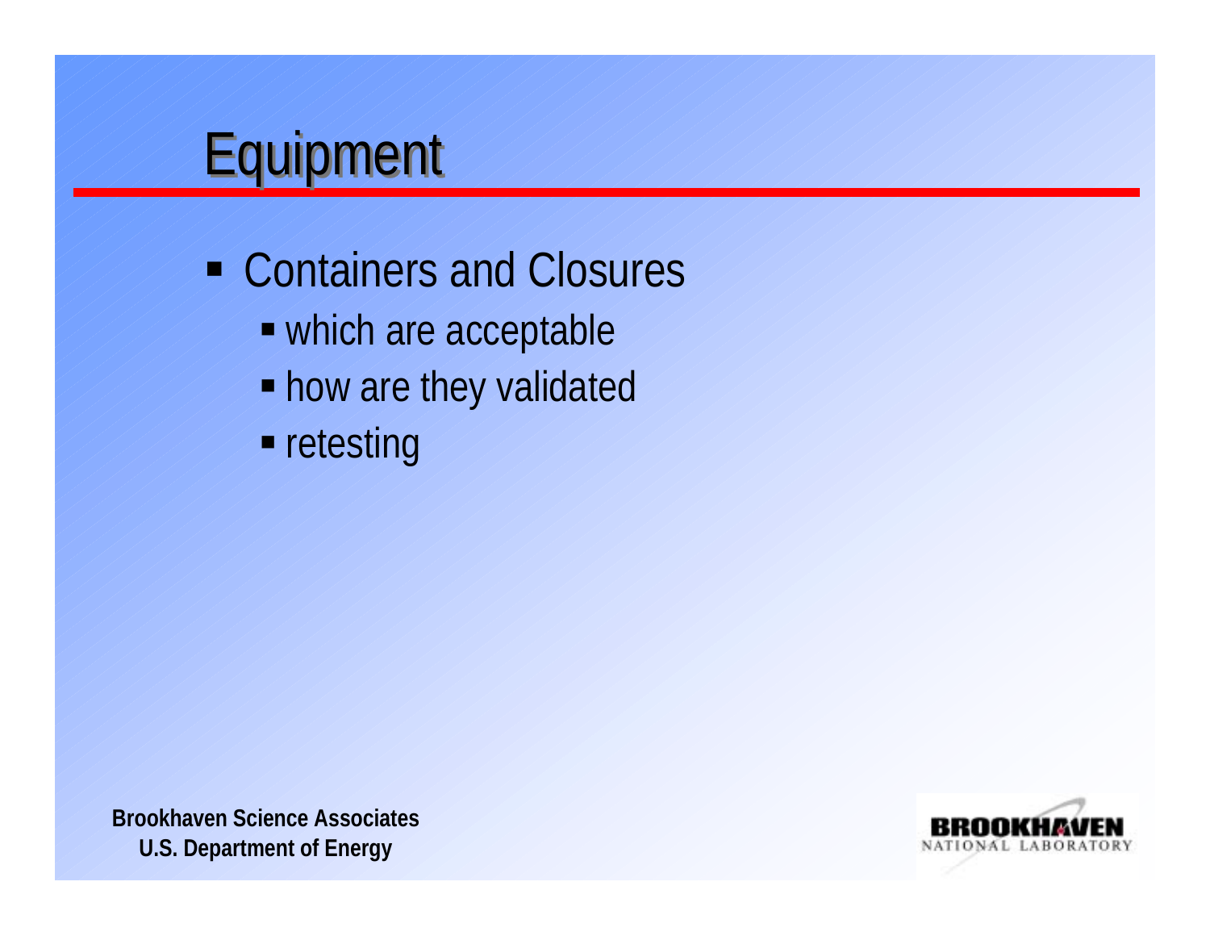# Equipment

- Containers and Closures
  - which are acceptable
  - how are they validated
  - retesting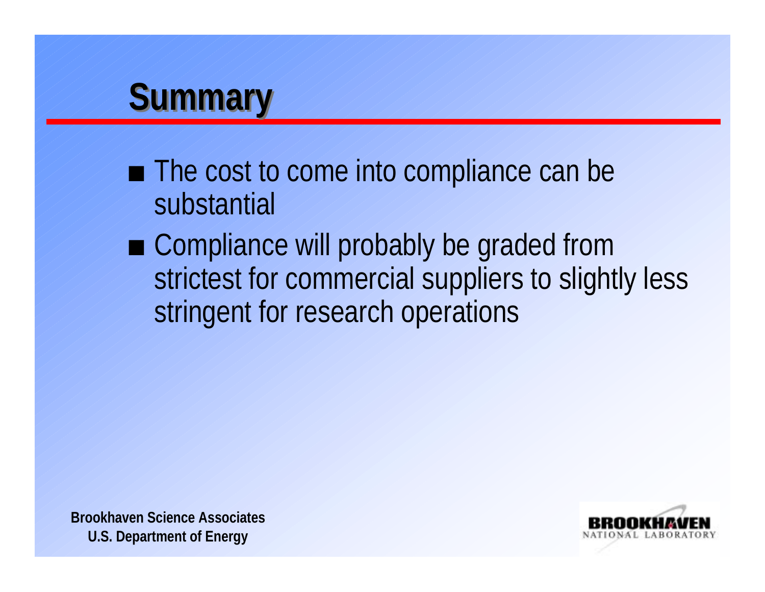# Summary

- The cost to come into compliance can be substantial
- Compliance will probably be graded from strictest for commercial suppliers to slightly less stringent for research operations

Brookhaven Science Associates
U.S. Department of Energy